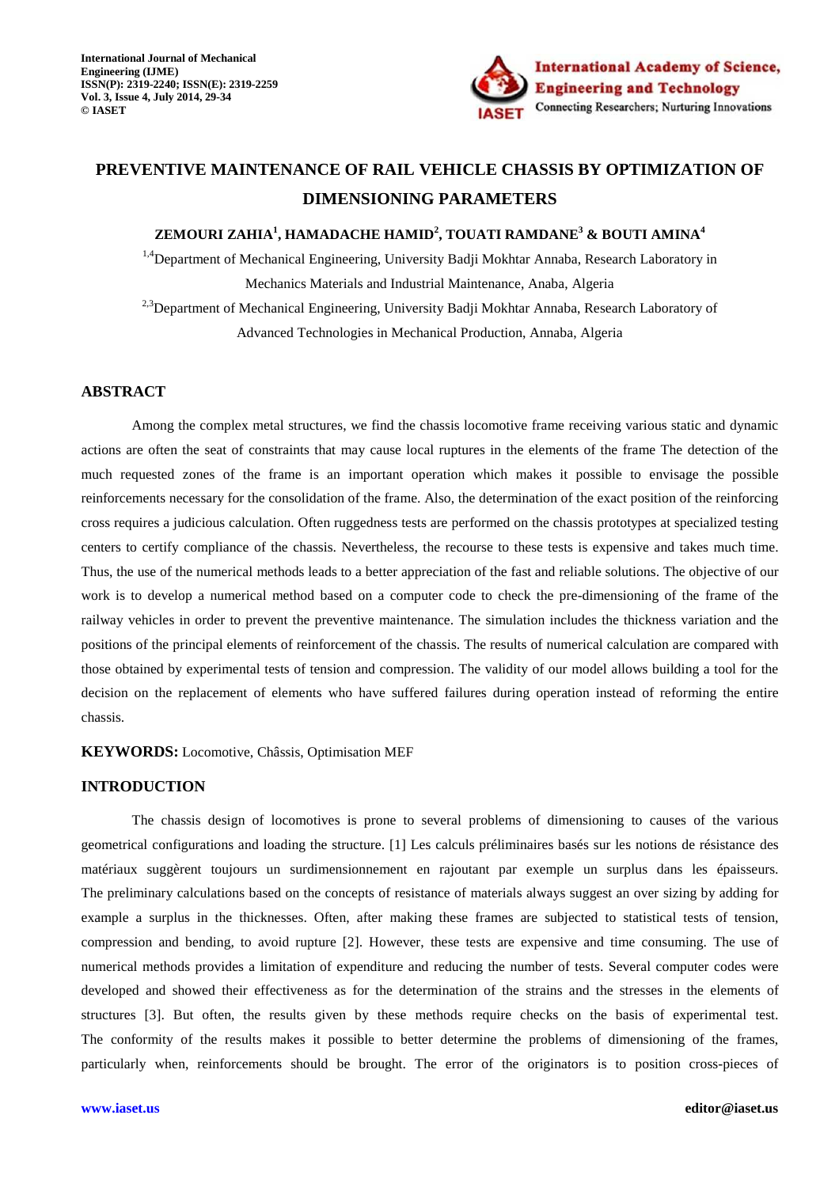# PREVENTIVE MAINTENANCE OF RAIL VEHICLE CHASSIS BY OPTIMIZATION OF DIMENSIONING PARAMETERS

**ZEMOURI ZAHIA[1], HAMADACHE HAMID[2], TOUATI RAMDANE[3] & BOUTI AMINA[4]**

[1,4]Department of Mechanical Engineering, University Badji Mokhtar Annaba, Research Laboratory in Mechanics Materials and Industrial Maintenance, Anaba, Algeria

[2,3]Department of Mechanical Engineering, University Badji Mokhtar Annaba, Research Laboratory of Advanced Technologies in Mechanical Production, Annaba, Algeria

## ABSTRACT

Among the complex metal structures, we find the chassis locomotive frame receiving various static and dynamic actions are often the seat of constraints that may cause local ruptures in the elements of the frame The detection of the much requested zones of the frame is an important operation which makes it possible to envisage the possible reinforcements necessary for the consolidation of the frame. Also, the determination of the exact position of the reinforcing cross requires a judicious calculation. Often ruggedness tests are performed on the chassis prototypes at specialized testing centers to certify compliance of the chassis. Nevertheless, the recourse to these tests is expensive and takes much time. Thus, the use of the numerical methods leads to a better appreciation of the fast and reliable solutions. The objective of our work is to develop a numerical method based on a computer code to check the pre-dimensioning of the frame of the railway vehicles in order to prevent the preventive maintenance. The simulation includes the thickness variation and the positions of the principal elements of reinforcement of the chassis. The results of numerical calculation are compared with those obtained by experimental tests of tension and compression. The validity of our model allows building a tool for the decision on the replacement of elements who have suffered failures during operation instead of reforming the entire chassis.

**KEYWORDS:** Locomotive, Châssis, Optimisation MEF

## INTRODUCTION

The chassis design of locomotives is prone to several problems of dimensioning to causes of the various geometrical configurations and loading the structure. [1] Les calculs préliminaires basés sur les notions de résistance des matériaux suggèrent toujours un surdimensionnement en rajoutant par exemple un surplus dans les épaisseurs. The preliminary calculations based on the concepts of resistance of materials always suggest an over sizing by adding for example a surplus in the thicknesses. Often, after making these frames are subjected to statistical tests of tension, compression and bending, to avoid rupture [2]. However, these tests are expensive and time consuming. The use of numerical methods provides a limitation of expenditure and reducing the number of tests. Several computer codes were developed and showed their effectiveness as for the determination of the strains and the stresses in the elements of structures [3]. But often, the results given by these methods require checks on the basis of experimental test. The conformity of the results makes it possible to better determine the problems of dimensioning of the frames, particularly when, reinforcements should be brought. The error of the originators is to position cross-pieces of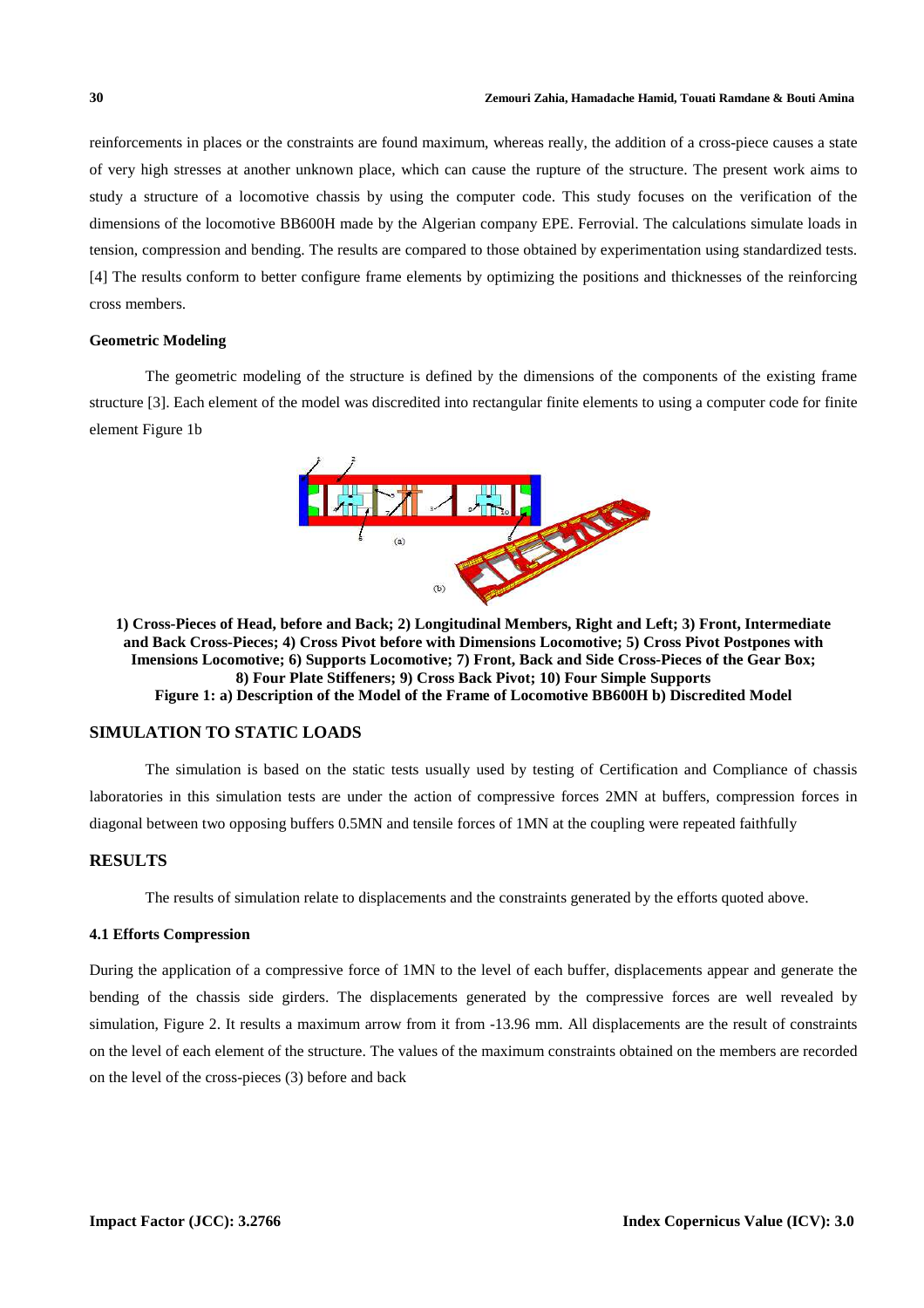reinforcements in places or the constraints are found maximum, whereas really, the addition of a cross-piece causes a state of very high stresses at another unknown place, which can cause the rupture of the structure. The present work aims to study a structure of a locomotive chassis by using the computer code. This study focuses on the verification of the dimensions of the locomotive BB600H made by the Algerian company EPE. Ferrovial. The calculations simulate loads in tension, compression and bending. The results are compared to those obtained by experimentation using standardized tests. [4] The results conform to better configure frame elements by optimizing the positions and thicknesses of the reinforcing cross members.

### Geometric Modeling

The geometric modeling of the structure is defined by the dimensions of the components of the existing frame structure [3]. Each element of the model was discredited into rectangular finite elements to using a computer code for finite element Figure 1b

**1) Cross-Pieces of Head, before and Back; 2) Longitudinal Members, Right and Left; 3) Front, Intermediate and Back Cross-Pieces; 4) Cross Pivot before with Dimensions Locomotive; 5) Cross Pivot Postpones with Imensions Locomotive; 6) Supports Locomotive; 7) Front, Back and Side Cross-Pieces of the Gear Box; 8) Four Plate Stiffeners; 9) Cross Back Pivot; 10) Four Simple Supports**

**Figure 1: a) Description of the Model of the Frame of Locomotive BB600H b) Discredited Model**

## SIMULATION TO STATIC LOADS

The simulation is based on the static tests usually used by testing of Certification and Compliance of chassis laboratories in this simulation tests are under the action of compressive forces 2MN at buffers, compression forces in diagonal between two opposing buffers 0.5MN and tensile forces of 1MN at the coupling were repeated faithfully

## RESULTS

The results of simulation relate to displacements and the constraints generated by the efforts quoted above.

### 4.1 Efforts Compression

During the application of a compressive force of 1MN to the level of each buffer, displacements appear and generate the bending of the chassis side girders. The displacements generated by the compressive forces are well revealed by simulation, Figure 2. It results a maximum arrow from it from -13.96 mm. All displacements are the result of constraints on the level of each element of the structure. The values of the maximum constraints obtained on the members are recorded on the level of the cross-pieces (3) before and back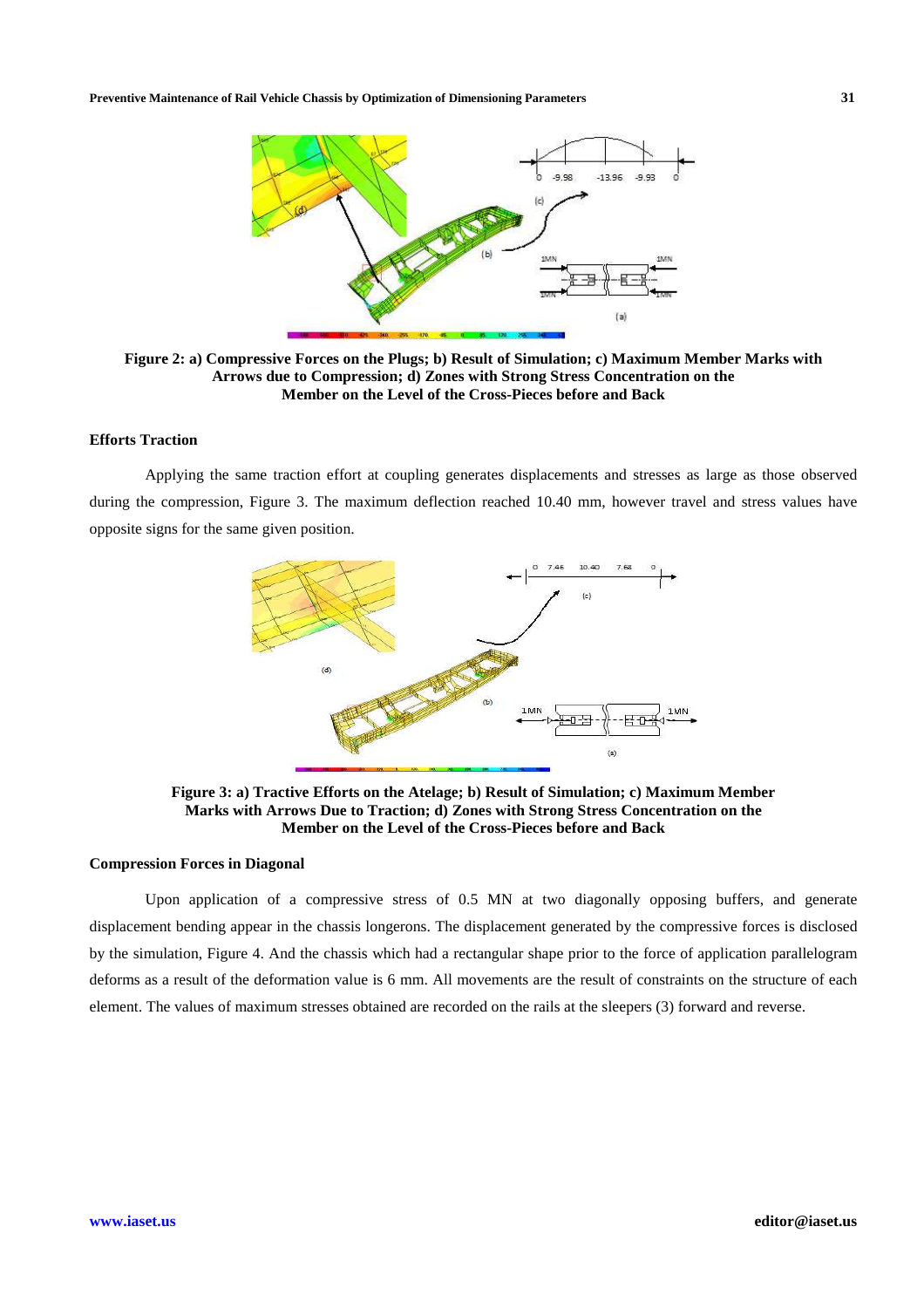**Figure 2: a) Compressive Forces on the Plugs; b) Result of Simulation; c) Maximum Member Marks with Arrows due to Compression; d) Zones with Strong Stress Concentration on the Member on the Level of the Cross-Pieces before and Back**

### Efforts Traction

Applying the same traction effort at coupling generates displacements and stresses as large as those observed during the compression, Figure 3. The maximum deflection reached 10.40 mm, however travel and stress values have opposite signs for the same given position.

**Figure 3: a) Tractive Efforts on the Atelage; b) Result of Simulation; c) Maximum Member Marks with Arrows Due to Traction; d) Zones with Strong Stress Concentration on the Member on the Level of the Cross-Pieces before and Back**

### Compression Forces in Diagonal

Upon application of a compressive stress of 0.5 MN at two diagonally opposing buffers, and generate displacement bending appear in the chassis longerons. The displacement generated by the compressive forces is disclosed by the simulation, Figure 4. And the chassis which had a rectangular shape prior to the force of application parallelogram deforms as a result of the deformation value is 6 mm. All movements are the result of constraints on the structure of each element. The values of maximum stresses obtained are recorded on the rails at the sleepers (3) forward and reverse.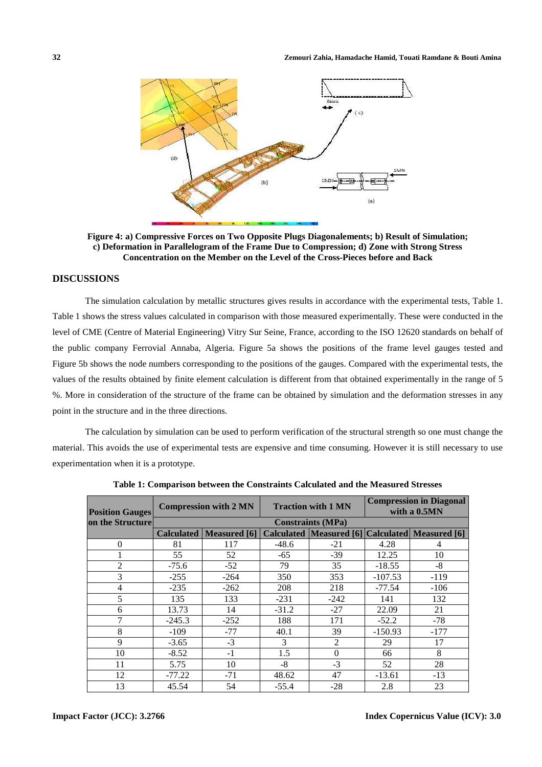**Figure 4: a) Compressive Forces on Two Opposite Plugs Diagonalements; b) Result of Simulation; c) Deformation in Parallelogram of the Frame Due to Compression; d) Zone with Strong Stress Concentration on the Member on the Level of the Cross-Pieces before and Back**

## DISCUSSIONS

The simulation calculation by metallic structures gives results in accordance with the experimental tests, Table 1. Table 1 shows the stress values calculated in comparison with those measured experimentally. These were conducted in the level of CME (Centre of Material Engineering) Vitry Sur Seine, France, according to the ISO 12620 standards on behalf of the public company Ferrovial Annaba, Algeria. Figure 5a shows the positions of the frame level gauges tested and Figure 5b shows the node numbers corresponding to the positions of the gauges. Compared with the experimental tests, the values of the results obtained by finite element calculation is different from that obtained experimentally in the range of 5 %. More in consideration of the structure of the frame can be obtained by simulation and the deformation stresses in any point in the structure and in the three directions.

The calculation by simulation can be used to perform verification of the structural strength so one must change the material. This avoids the use of experimental tests are expensive and time consuming. However it is still necessary to use experimentation when it is a prototype.

**Table 1: Comparison between the Constraints Calculated and the Measured Stresses**

| Position Gauges on the Structure | Compression with 2 MN | | Traction with 1 MN | | Compression in Diagonal with a 0.5MN | |
|---|---|---|---|---|---|---|
| | Constraints (MPa) | | | | | |
| | Calculated | Measured [6] | Calculated | Measured [6] | Calculated | Measured [6] |
| 0 | 81 | 117 | -48.6 | -21 | 4.28 | 4 |
| 1 | 55 | 52 | -65 | -39 | 12.25 | 10 |
| 2 | -75.6 | -52 | 79 | 35 | -18.55 | -8 |
| 3 | -255 | -264 | 350 | 353 | -107.53 | -119 |
| 4 | -235 | -262 | 208 | 218 | -77.54 | -106 |
| 5 | 135 | 133 | -231 | -242 | 141 | 132 |
| 6 | 13.73 | 14 | -31.2 | -27 | 22.09 | 21 |
| 7 | -245.3 | -252 | 188 | 171 | -52.2 | -78 |
| 8 | -109 | -77 | 40.1 | 39 | -150.93 | -177 |
| 9 | -3.65 | -3 | 3 | 2 | 29 | 17 |
| 10 | -8.52 | -1 | 1.5 | 0 | 66 | 8 |
| 11 | 5.75 | 10 | -8 | -3 | 52 | 28 |
| 12 | -77.22 | -71 | 48.62 | 47 | -13.61 | -13 |
| 13 | 45.54 | 54 | -55.4 | -28 | 2.8 | 23 |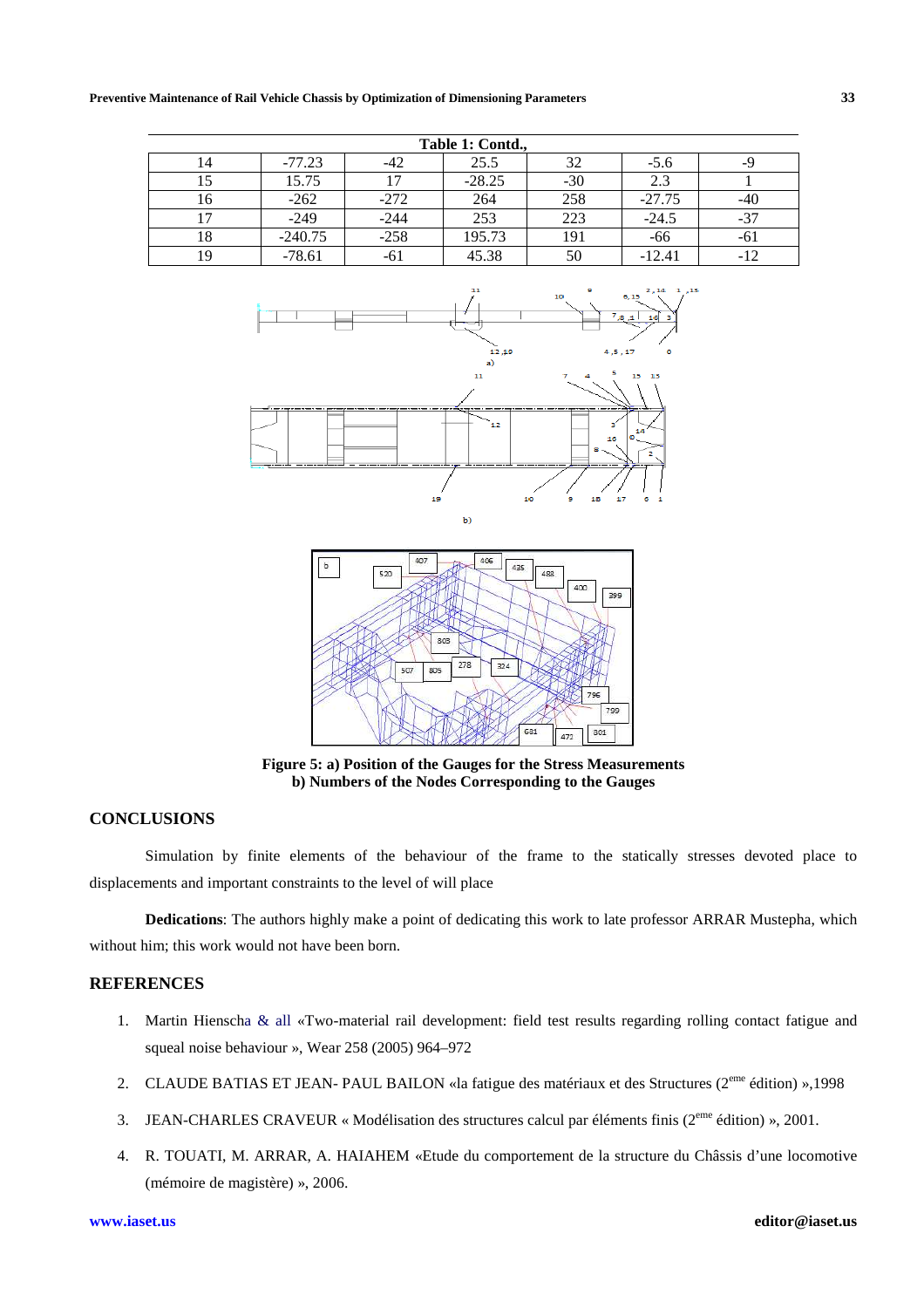**Table 1: Contd.,**

| | | | | | | |
|---|---|---|---|---|---|---|
| 14 | -77.23 | -42 | 25.5 | 32 | -5.6 | -9 |
| 15 | 15.75 | 17 | -28.25 | -30 | 2.3 | 1 |
| 16 | -262 | -272 | 264 | 258 | -27.75 | -40 |
| 17 | -249 | -244 | 253 | 223 | -24.5 | -37 |
| 18 | -240.75 | -258 | 195.73 | 191 | -66 | -61 |
| 19 | -78.61 | -61 | 45.38 | 50 | -12.41 | -12 |

**Figure 5: a) Position of the Gauges for the Stress Measurements b) Numbers of the Nodes Corresponding to the Gauges**

## CONCLUSIONS

Simulation by finite elements of the behaviour of the frame to the statically stresses devoted place to displacements and important constraints to the level of will place

**Dedications**: The authors highly make a point of dedicating this work to late professor ARRAR Mustepha, which without him; this work would not have been born.

## REFERENCES

1. Martin Hienscha & all «Two-material rail development: field test results regarding rolling contact fatigue and squeal noise behaviour », Wear 258 (2005) 964–972
2. CLAUDE BATIAS ET JEAN- PAUL BAILON «la fatigue des matériaux et des Structures (2eme édition) »,1998
3. JEAN-CHARLES CRAVEUR « Modélisation des structures calcul par éléments finis (2eme édition) », 2001.
4. R. TOUATI, M. ARRAR, A. HAIAHEM «Etude du comportement de la structure du Châssis d'une locomotive (mémoire de magistère) », 2006.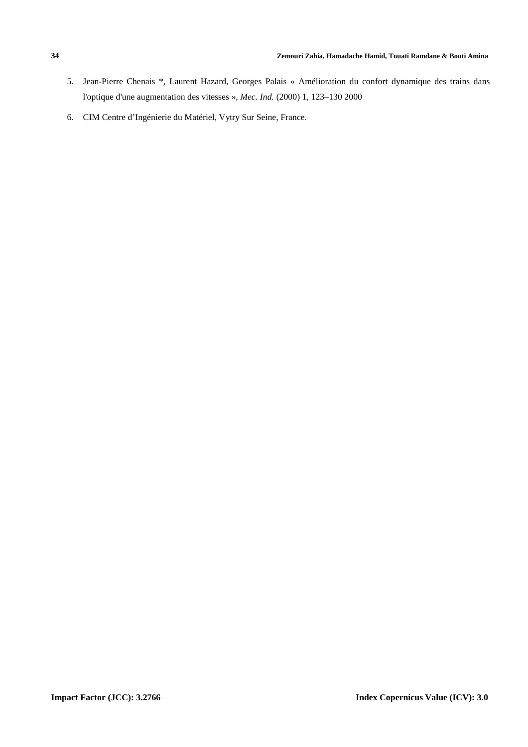5. Jean-Pierre Chenais *, Laurent Hazard, Georges Palais « Amélioration du confort dynamique des trains dans l'optique d'une augmentation des vitesses », *Mec. Ind.* (2000) 1, 123–130 2000
6. CIM Centre d'Ingénierie du Matériel, Vytry Sur Seine, France.